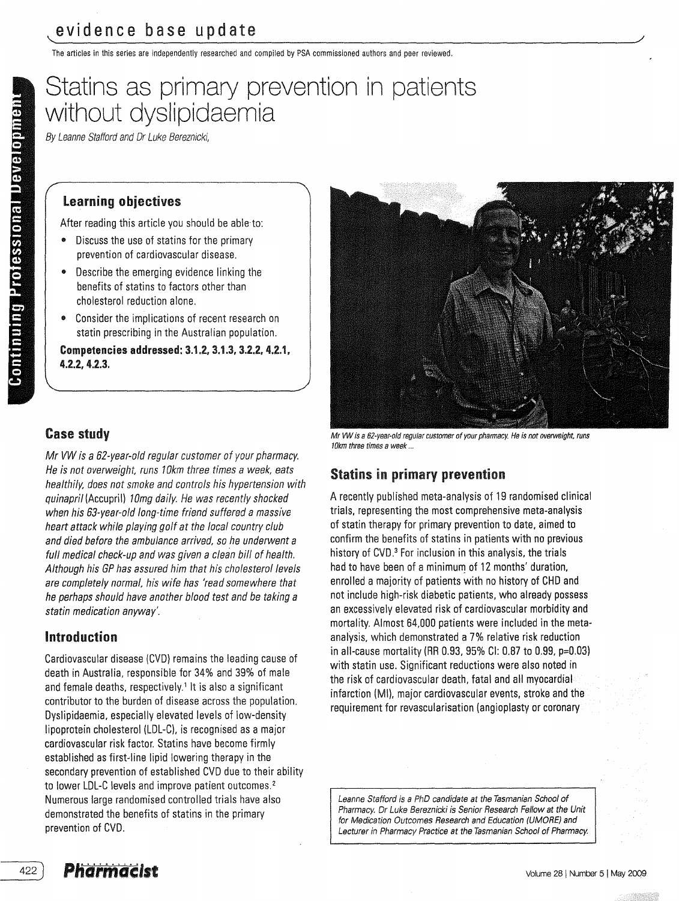# Statins as primary prevention in patients without dyslipidaemia

*By Leanne Stafford and Dr Luke Bereznicki,*

The articles in this series are independently researched and compiled by PSA commissioned authors and peer reviewed.

## Learning objectives

After reading this article you should be able to:

- Discuss the use of statins for the primary prevention of cardiovascular disease.
- Describe the emerging evidence linking the benefits of statins to factors other than cholesterol reduction alone.
- Consider the implications of recent research on statin prescribing in the Australian population.

**Competencies addressed: 3.1.2, 3.1.3, 3.2.2, 4.2.1, 4.2.2, 4.2.3.**

## Case study

*Mr VW is a 62-year-old regular customer of your pharmacy. He is not overweight, runs 10km three times a week, eats healthily, does not smoke and controls his hypertension with quinapril (Accupril) 10mg daily. He was recently shocked when his 63-year-old long-time friend suffered a massive heart attack while playing golf at the local country club and died before the ambulance arrived, so he underwent a full medical check-up and was given a clean bill of health. Although his GP has assured him that his cholesterol levels are completely normal, his wife has 'read somewhere that he perhaps should have another blood test and be taking a statin medication anyway'.*

*Mr VW is a 62-year-old regular customer of your pharmacy. He is not overweight, runs 10km three times a week ...*

## Introduction

Cardiovascular disease (CVD) remains the leading cause of death in Australia, responsible for 34% and 39% of male and female deaths, respectively.[1] It is also a significant contributor to the burden of disease across the population. Dyslipidaemia, especially elevated levels of low-density lipoprotein cholesterol (LDL-C), is recognised as a major cardiovascular risk factor. Statins have become firmly established as first-line lipid lowering therapy in the secondary prevention of established CVD due to their ability to lower LDL-C levels and improve patient outcomes.[2] Numerous large randomised controlled trials have also demonstrated the benefits of statins in the primary prevention of CVD.

## Statins in primary prevention

A recently published meta-analysis of 19 randomised clinical trials, representing the most comprehensive meta-analysis of statin therapy for primary prevention to date, aimed to confirm the benefits of statins in patients with no previous history of CVD.[3] For inclusion in this analysis, the trials had to have been of a minimum of 12 months' duration, enrolled a majority of patients with no history of CHD and not include high-risk diabetic patients, who already possess an excessively elevated risk of cardiovascular morbidity and mortality. Almost 64,000 patients were included in the meta-analysis, which demonstrated a 7% relative risk reduction in all-cause mortality (RR 0.93, 95% CI: 0.87 to 0.99, $p=0.03$) with statin use. Significant reductions were also noted in the risk of cardiovascular death, fatal and all myocardial infarction (MI), major cardiovascular events, stroke and the requirement for revascularisation (angioplasty or coronary

*Leanne Stafford is a PhD candidate at the Tasmanian School of Pharmacy. Dr Luke Bereznicki is Senior Research Fellow at the Unit for Medication Outcomes Research and Education (UMORE) and Lecturer in Pharmacy Practice at the Tasmanian School of Pharmacy.*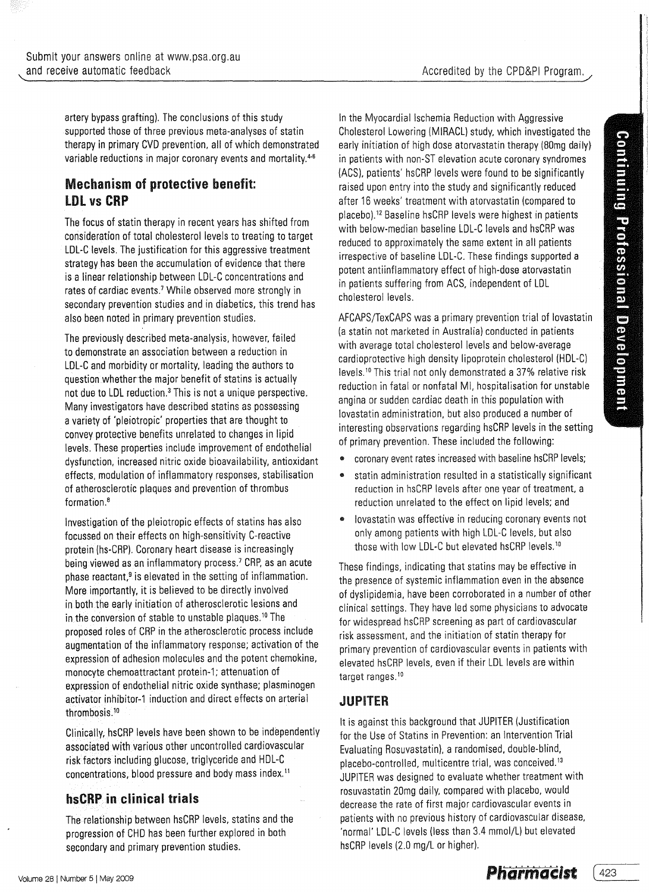artery bypass grafting). The conclusions of this study supported those of three previous meta-analyses of statin therapy in primary CVD prevention, all of which demonstrated variable reductions in major coronary events and mortality.[4-6]

## Mechanism of protective benefit: LDL vs CRP

The focus of statin therapy in recent years has shifted from consideration of total cholesterol levels to treating to target LDL-C levels. The justification for this aggressive treatment strategy has been the accumulation of evidence that there is a linear relationship between LDL-C concentrations and rates of cardiac events.[7] While observed more strongly in secondary prevention studies and in diabetics, this trend has also been noted in primary prevention studies.

The previously described meta-analysis, however, failed to demonstrate an association between a reduction in LDL-C and morbidity or mortality, leading the authors to question whether the major benefit of statins is actually not due to LDL reduction.[3] This is not a unique perspective. Many investigators have described statins as possessing a variety of 'pleiotropic' properties that are thought to convey protective benefits unrelated to changes in lipid levels. These properties include improvement of endothelial dysfunction, increased nitric oxide bioavailability, antioxidant effects, modulation of inflammatory responses, stabilisation of atherosclerotic plaques and prevention of thrombus formation.[8]

Investigation of the pleiotropic effects of statins has also focussed on their effects on high-sensitivity C-reactive protein (hs-CRP). Coronary heart disease is increasingly being viewed as an inflammatory process.[7] CRP, as an acute phase reactant,[9] is elevated in the setting of inflammation. More importantly, it is believed to be directly involved in both the early initiation of atherosclerotic lesions and in the conversion of stable to unstable plaques.[10] The proposed roles of CRP in the atherosclerotic process include augmentation of the inflammatory response; activation of the expression of adhesion molecules and the potent chemokine, monocyte chemoattractant protein-1; attenuation of expression of endothelial nitric oxide synthase; plasminogen activator inhibitor-1 induction and direct effects on arterial thrombosis.[10]

Clinically, hsCRP levels have been shown to be independently associated with various other uncontrolled cardiovascular risk factors including glucose, triglyceride and HDL-C concentrations, blood pressure and body mass index.[11]

## hsCRP in clinical trials

The relationship between hsCRP levels, statins and the progression of CHD has been further explored in both secondary and primary prevention studies.

In the Myocardial Ischemia Reduction with Aggressive Cholesterol Lowering (MIRACL) study, which investigated the early initiation of high dose atorvastatin therapy (80mg daily) in patients with non-ST elevation acute coronary syndromes (ACS), patients' hsCRP levels were found to be significantly raised upon entry into the study and significantly reduced after 16 weeks' treatment with atorvastatin (compared to placebo).[12] Baseline hsCRP levels were highest in patients with below-median baseline LDL-C levels and hsCRP was reduced to approximately the same extent in all patients irrespective of baseline LDL-C. These findings supported a potent antiinflammatory effect of high-dose atorvastatin in patients suffering from ACS, independent of LDL cholesterol levels.

AFCAPS/TexCAPS was a primary prevention trial of lovastatin (a statin not marketed in Australia) conducted in patients with average total cholesterol levels and below-average cardioprotective high density lipoprotein cholesterol (HDL-C) levels.[10] This trial not only demonstrated a 37% relative risk reduction in fatal or nonfatal MI, hospitalisation for unstable angina or sudden cardiac death in this population with lovastatin administration, but also produced a number of interesting observations regarding hsCRP levels in the setting of primary prevention. These included the following:

- coronary event rates increased with baseline hsCRP levels;
- statin administration resulted in a statistically significant reduction in hsCRP levels after one year of treatment, a reduction unrelated to the effect on lipid levels; and
- lovastatin was effective in reducing coronary events not only among patients with high LDL-C levels, but also those with low LDL-C but elevated hsCRP levels.[10]

These findings, indicating that statins may be effective in the presence of systemic inflammation even in the absence of dyslipidemia, have been corroborated in a number of other clinical settings. They have led some physicians to advocate for widespread hsCRP screening as part of cardiovascular risk assessment, and the initiation of statin therapy for primary prevention of cardiovascular events in patients with elevated hsCRP levels, even if their LDL levels are within target ranges.[10]

## JUPITER

It is against this background that JUPITER (Justification for the Use of Statins in Prevention: an Intervention Trial Evaluating Rosuvastatin), a randomised, double-blind, placebo-controlled, multicentre trial, was conceived.[13] JUPITER was designed to evaluate whether treatment with rosuvastatin 20mg daily, compared with placebo, would decrease the rate of first major cardiovascular events in patients with no previous history of cardiovascular disease, 'normal' LDL-C levels (less than 3.4 mmol/L) but elevated hsCRP levels (2.0 mg/L or higher).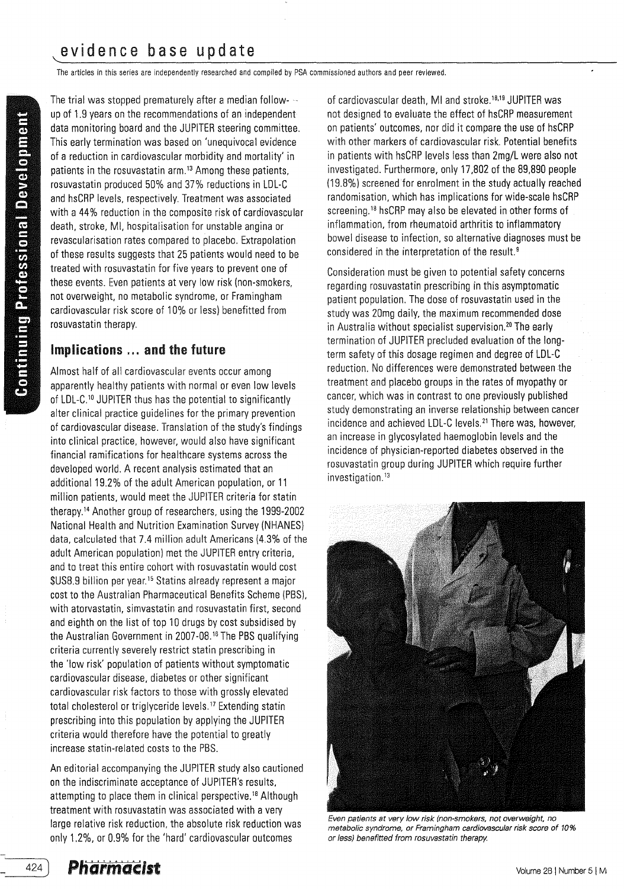The trial was stopped prematurely after a median follow-up of 1.9 years on the recommendations of an independent data monitoring board and the JUPITER steering committee. This early termination was based on 'unequivocal evidence of a reduction in cardiovascular morbidity and mortality' in patients in the rosuvastatin arm.[13] Among these patients, rosuvastatin produced 50% and 37% reductions in LDL-C and hsCRP levels, respectively. Treatment was associated with a 44% reduction in the composite risk of cardiovascular death, stroke, MI, hospitalisation for unstable angina or revascularisation rates compared to placebo. Extrapolation of these results suggests that 25 patients would need to be treated with rosuvastatin for five years to prevent one of these events. Even patients at very low risk (non-smokers, not overweight, no metabolic syndrome, or Framingham cardiovascular risk score of 10% or less) benefitted from rosuvastatin therapy.

## Implications ... and the future

Almost half of all cardiovascular events occur among apparently healthy patients with normal or even low levels of LDL-C.[10] JUPITER thus has the potential to significantly alter clinical practice guidelines for the primary prevention of cardiovascular disease. Translation of the study's findings into clinical practice, however, would also have significant financial ramifications for healthcare systems across the developed world. A recent analysis estimated that an additional 19.2% of the adult American population, or 11 million patients, would meet the JUPITER criteria for statin therapy.[14] Another group of researchers, using the 1999-2002 National Health and Nutrition Examination Survey (NHANES) data, calculated that 7.4 million adult Americans (4.3% of the adult American population) met the JUPITER entry criteria, and to treat this entire cohort with rosuvastatin would cost $US8.9 billion per year.[15] Statins already represent a major cost to the Australian Pharmaceutical Benefits Scheme (PBS), with atorvastatin, simvastatin and rosuvastatin first, second and eighth on the list of top 10 drugs by cost subsidised by the Australian Government in 2007-08.[16] The PBS qualifying criteria currently severely restrict statin prescribing in the 'low risk' population of patients without symptomatic cardiovascular disease, diabetes or other significant cardiovascular risk factors to those with grossly elevated total cholesterol or triglyceride levels.[17] Extending statin prescribing into this population by applying the JUPITER criteria would therefore have the potential to greatly increase statin-related costs to the PBS.

An editorial accompanying the JUPITER study also cautioned on the indiscriminate acceptance of JUPITER's results, attempting to place them in clinical perspective.[18] Although treatment with rosuvastatin was associated with a very large relative risk reduction, the absolute risk reduction was only 1.2%, or 0.9% for the 'hard' cardiovascular outcomes of cardiovascular death, MI and stroke.[18,19] JUPITER was not designed to evaluate the effect of hsCRP measurement on patients' outcomes, nor did it compare the use of hsCRP with other markers of cardiovascular risk. Potential benefits in patients with hsCRP levels less than 2mg/L were also not investigated. Furthermore, only 17,802 of the 89,890 people (19.8%) screened for enrolment in the study actually reached randomisation, which has implications for wide-scale hsCRP screening.[18] hsCRP may also be elevated in other forms of inflammation, from rheumatoid arthritis to inflammatory bowel disease to infection, so alternative diagnoses must be considered in the interpretation of the result.[9]

Consideration must be given to potential safety concerns regarding rosuvastatin prescribing in this asymptomatic patient population. The dose of rosuvastatin used in the study was 20mg daily, the maximum recommended dose in Australia without specialist supervision.[20] The early termination of JUPITER precluded evaluation of the long-term safety of this dosage regimen and degree of LDL-C reduction. No differences were demonstrated between the treatment and placebo groups in the rates of myopathy or cancer, which was in contrast to one previously published study demonstrating an inverse relationship between cancer incidence and achieved LDL-C levels.[21] There was, however, an increase in glycosylated haemoglobin levels and the incidence of physician-reported diabetes observed in the rosuvastatin group during JUPITER which require further investigation.[13]

*Even patients at very low risk (non-smokers, not overweight, no metabolic syndrome, or Framingham cardiovascular risk score of 10% or less) benefitted from rosuvastatin therapy.*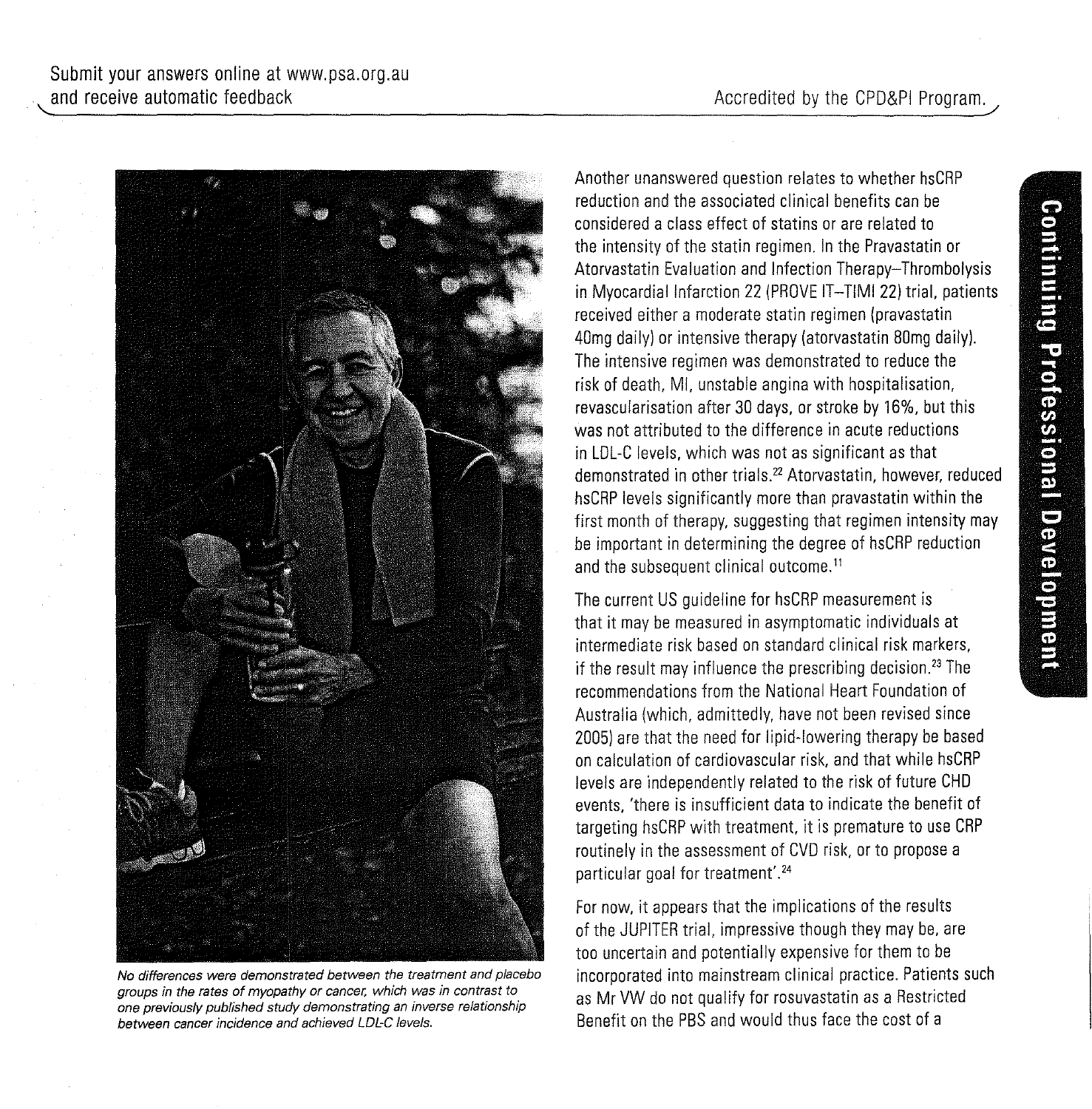*No differences were demonstrated between the treatment and placebo groups in the rates of myopathy or cancer, which was in contrast to one previously published study demonstrating an inverse relationship between cancer incidence and achieved LDL-C levels.*

Another unanswered question relates to whether hsCRP reduction and the associated clinical benefits can be considered a class effect of statins or are related to the intensity of the statin regimen. In the Pravastatin or Atorvastatin Evaluation and Infection Therapy–Thrombolysis in Myocardial Infarction 22 (PROVE IT–TIMI 22) trial, patients received either a moderate statin regimen (pravastatin 40mg daily) or intensive therapy (atorvastatin 80mg daily). The intensive regimen was demonstrated to reduce the risk of death, MI, unstable angina with hospitalisation, revascularisation after 30 days, or stroke by 16%, but this was not attributed to the difference in acute reductions in LDL-C levels, which was not as significant as that demonstrated in other trials.[22] Atorvastatin, however, reduced hsCRP levels significantly more than pravastatin within the first month of therapy, suggesting that regimen intensity may be important in determining the degree of hsCRP reduction and the subsequent clinical outcome.[11]

The current US guideline for hsCRP measurement is that it may be measured in asymptomatic individuals at intermediate risk based on standard clinical risk markers, if the result may influence the prescribing decision.[23] The recommendations from the National Heart Foundation of Australia (which, admittedly, have not been revised since 2005) are that the need for lipid-lowering therapy be based on calculation of cardiovascular risk, and that while hsCRP levels are independently related to the risk of future CHD events, 'there is insufficient data to indicate the benefit of targeting hsCRP with treatment, it is premature to use CRP routinely in the assessment of CVD risk, or to propose a particular goal for treatment'.[24]

For now, it appears that the implications of the results of the JUPITER trial, impressive though they may be, are too uncertain and potentially expensive for them to be incorporated into mainstream clinical practice. Patients such as Mr VW do not qualify for rosuvastatin as a Restricted Benefit on the PBS and would thus face the cost of a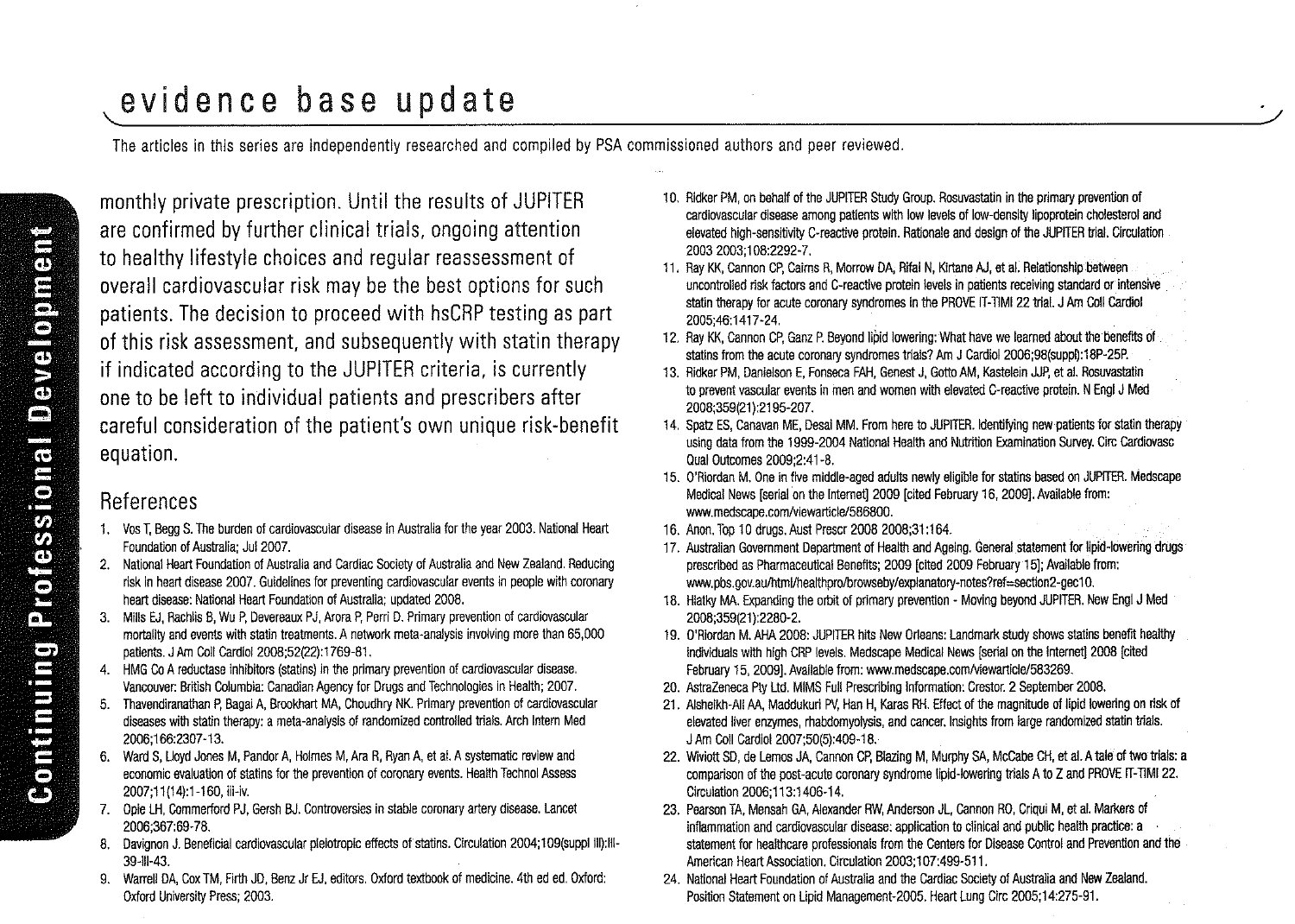monthly private prescription. Until the results of JUPITER are confirmed by further clinical trials, ongoing attention to healthy lifestyle choices and regular reassessment of overall cardiovascular risk may be the best options for such patients. The decision to proceed with hsCRP testing as part of this risk assessment, and subsequently with statin therapy if indicated according to the JUPITER criteria, is currently one to be left to individual patients and prescribers after careful consideration of the patient's own unique risk-benefit equation.

## References

1. Vos T, Begg S. The burden of cardiovascular disease in Australia for the year 2003. National Heart Foundation of Australia; Jul 2007.
2. National Heart Foundation of Australia and Cardiac Society of Australia and New Zealand. Reducing risk in heart disease 2007. Guidelines for preventing cardiovascular events in people with coronary heart disease: National Heart Foundation of Australia; updated 2008.
3. Mills EJ, Rachlis B, Wu P, Devereaux PJ, Arora P, Perri D. Primary prevention of cardiovascular mortality and events with statin treatments. A network meta-analysis involving more than 65,000 patients. J Am Coll Cardiol 2008;52(22):1769-81.
4. HMG Co A reductase inhibitors (statins) in the primary prevention of cardiovascular disease. Vancouver: British Columbia: Canadian Agency for Drugs and Technologies in Health; 2007.
5. Thavendiranathan P, Bagai A, Brookhart MA, Choudhry NK. Primary prevention of cardiovascular diseases with statin therapy: a meta-analysis of randomized controlled trials. Arch Intern Med 2006;166:2307-13.
6. Ward S, Lloyd Jones M, Pandor A, Holmes M, Ara R, Ryan A, et al. A systematic review and economic evaluation of statins for the prevention of coronary events. Health Technol Assess 2007;11(14):1-160, iii-iv.
7. Opie LH, Commerford PJ, Gersh BJ. Controversies in stable coronary artery disease. Lancet 2006;367:69-78.
8. Davignon J. Beneficial cardiovascular pleiotropic effects of statins. Circulation 2004;109(suppl III):III-39-III-43.
9. Warrell DA, Cox TM, Firth JD, Benz Jr EJ, editors. Oxford textbook of medicine. 4th ed ed. Oxford: Oxford University Press; 2003.
10. Ridker PM, on behalf of the JUPITER Study Group. Rosuvastatin in the primary prevention of cardiovascular disease among patients with low levels of low-density lipoprotein cholesterol and elevated high-sensitivity C-reactive protein. Rationale and design of the JUPITER trial. Circulation 2003 2003;108:2292-7.
11. Ray KK, Cannon CP, Cairns R, Morrow DA, Rifai N, Kirtane AJ, et al. Relationship between uncontrolled risk factors and C-reactive protein levels in patients receiving standard or intensive statin therapy for acute coronary syndromes in the PROVE IT-TIMI 22 trial. J Am Coll Cardiol 2005;46:1417-24.
12. Ray KK, Cannon CP, Ganz P. Beyond lipid lowering: What have we learned about the benefits of statins from the acute coronary syndromes trials? Am J Cardiol 2006;98(suppl):18P-25P.
13. Ridker PM, Danielson E, Fonseca FAH, Genest J, Gotto AM, Kastelein JJP, et al. Rosuvastatin to prevent vascular events in men and women with elevated C-reactive protein. N Engl J Med 2008;359(21):2195-207.
14. Spatz ES, Canavan ME, Desai MM. From here to JUPITER. Identifying new patients for statin therapy using data from the 1999-2004 National Health and Nutrition Examination Survey. Circ Cardiovasc Qual Outcomes 2009;2:41-8.
15. O'Riordan M. One in five middle-aged adults newly eligible for statins based on JUPITER. Medscape Medical News [serial on the Internet] 2009 [cited February 16, 2009]. Available from: www.medscape.com/viewarticle/586800.
16. Anon. Top 10 drugs. Aust Prescr 2008 2008;31:164.
17. Australian Government Department of Health and Ageing. General statement for lipid-lowering drugs prescribed as Pharmaceutical Benefits; 2009 [cited 2009 February 15]; Available from: www.pbs.gov.au/html/healthpro/browseby/explanatory-notes?ref=section2-gec10.
18. Hlatky MA. Expanding the orbit of primary prevention - Moving beyond JUPITER. New Engl J Med 2008;359(21):2280-2.
19. O'Riordan M. AHA 2008: JUPITER hits New Orleans: Landmark study shows statins benefit healthy individuals with high CRP levels. Medscape Medical News [serial on the Internet] 2008 [cited February 15, 2009]. Available from: www.medscape.com/viewarticle/583269.
20. AstraZeneca Pty Ltd. MIMS Full Prescribing Information: Crestor. 2 September 2008.
21. Alsheikh-Ali AA, Maddukuri PV, Han H, Karas RH. Effect of the magnitude of lipid lowering on risk of elevated liver enzymes, rhabdomyolysis, and cancer. Insights from large randomized statin trials. J Am Coll Cardiol 2007;50(5):409-18.
22. Wiviott SD, de Lemos JA, Cannon CP, Blazing M, Murphy SA, McCabe CH, et al. A tale of two trials: a comparison of the post-acute coronary syndrome lipid-lowering trials A to Z and PROVE IT-TIMI 22. Circulation 2006;113:1406-14.
23. Pearson TA, Mensah GA, Alexander RW, Anderson JL, Cannon RO, Criqui M, et al. Markers of inflammation and cardiovascular disease: application to clinical and public health practice: a statement for healthcare professionals from the Centers for Disease Control and Prevention and the American Heart Association. Circulation 2003;107:499-511.
24. National Heart Foundation of Australia and the Cardiac Society of Australia and New Zealand. Position Statement on Lipid Management-2005. Heart Lung Circ 2005;14:275-91.